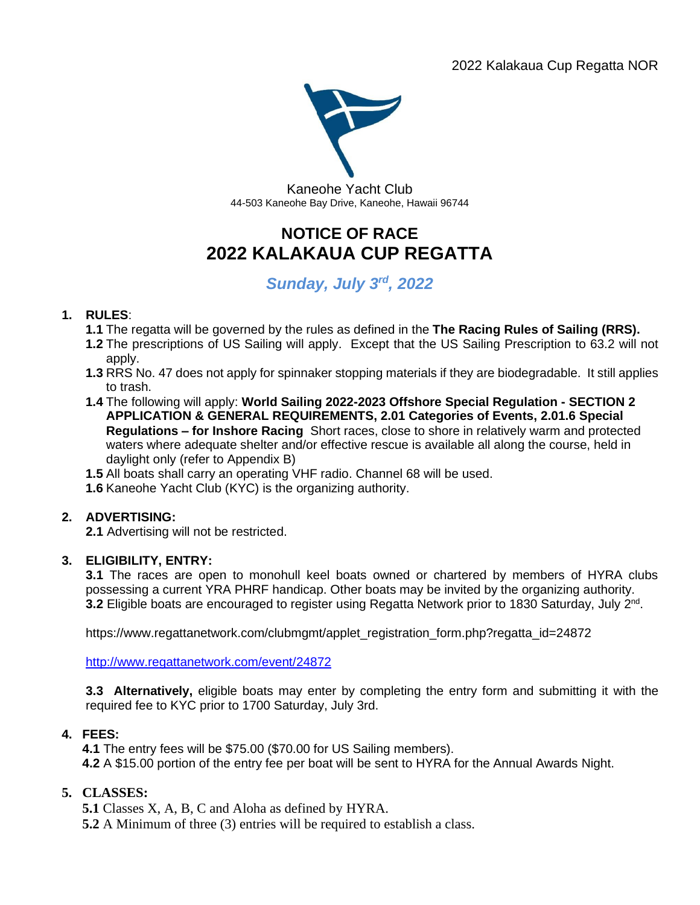Kaneohe Yacht Club
44-503 Kaneohe Bay Drive, Kaneohe, Hawaii 96744

# NOTICE OF RACE
# 2022 KALAKAUA CUP REGATTA

## *Sunday, July 3rd, 2022*

1. **RULES**:
   - **1.1** The regatta will be governed by the rules as defined in the **The Racing Rules of Sailing (RRS).**
   - **1.2** The prescriptions of US Sailing will apply. Except that the US Sailing Prescription to 63.2 will not apply.
   - **1.3** RRS No. 47 does not apply for spinnaker stopping materials if they are biodegradable. It still applies to trash.
   - **1.4** The following will apply: **World Sailing 2022-2023 Offshore Special Regulation - SECTION 2 APPLICATION & GENERAL REQUIREMENTS, 2.01 Categories of Events, 2.01.6 Special Regulations – for Inshore Racing** Short races, close to shore in relatively warm and protected waters where adequate shelter and/or effective rescue is available all along the course, held in daylight only (refer to Appendix B)
   - **1.5** All boats shall carry an operating VHF radio. Channel 68 will be used.
   - **1.6** Kaneohe Yacht Club (KYC) is the organizing authority.

2. **ADVERTISING:**
   - **2.1** Advertising will not be restricted.

3. **ELIGIBILITY, ENTRY:**
   - **3.1** The races are open to monohull keel boats owned or chartered by members of HYRA clubs possessing a current YRA PHRF handicap. Other boats may be invited by the organizing authority.
   - **3.2** Eligible boats are encouraged to register using Regatta Network prior to 1830 Saturday, July 2nd.

   https://www.regattanetwork.com/clubmgmt/applet_registration_form.php?regatta_id=24872

   http://www.regattanetwork.com/event/24872

   - **3.3 Alternatively,** eligible boats may enter by completing the entry form and submitting it with the required fee to KYC prior to 1700 Saturday, July 3rd.

4. **FEES:**
   - **4.1** The entry fees will be $75.00 ($70.00 for US Sailing members).
   - **4.2** A $15.00 portion of the entry fee per boat will be sent to HYRA for the Annual Awards Night.

5. **CLASSES:**
   - **5.1** Classes X, A, B, C and Aloha as defined by HYRA.
   - **5.2** A Minimum of three (3) entries will be required to establish a class.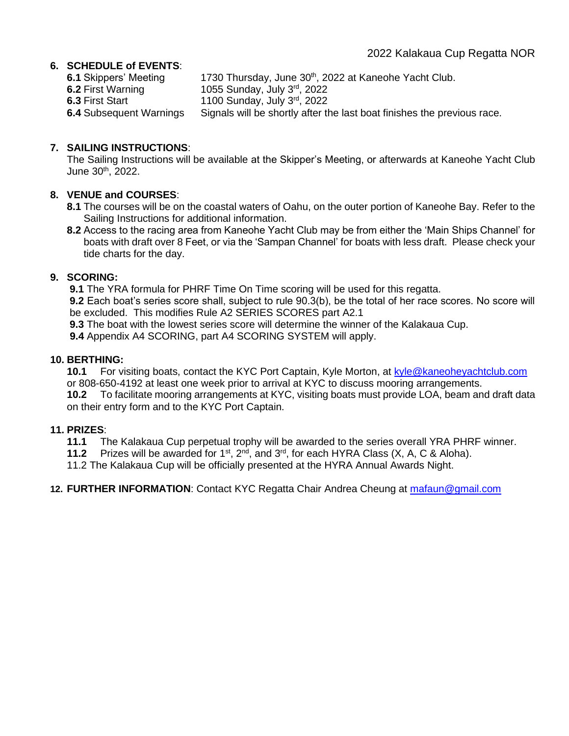## 6. SCHEDULE of EVENTS:

| | |
|---|---|
| **6.1** Skippers' Meeting | 1730 Thursday, June 30th, 2022 at Kaneohe Yacht Club. |
| **6.2** First Warning | 1055 Sunday, July 3rd, 2022 |
| **6.3** First Start | 1100 Sunday, July 3rd, 2022 |
| **6.4** Subsequent Warnings | Signals will be shortly after the last boat finishes the previous race. |

## 7. SAILING INSTRUCTIONS:

The Sailing Instructions will be available at the Skipper's Meeting, or afterwards at Kaneohe Yacht Club June 30th, 2022.

## 8. VENUE and COURSES:

**8.1** The courses will be on the coastal waters of Oahu, on the outer portion of Kaneohe Bay. Refer to the Sailing Instructions for additional information.

**8.2** Access to the racing area from Kaneohe Yacht Club may be from either the 'Main Ships Channel' for boats with draft over 8 Feet, or via the 'Sampan Channel' for boats with less draft. Please check your tide charts for the day.

## 9. SCORING:

**9.1** The YRA formula for PHRF Time On Time scoring will be used for this regatta.

**9.2** Each boat's series score shall, subject to rule 90.3(b), be the total of her race scores. No score will be excluded. This modifies Rule A2 SERIES SCORES part A2.1

**9.3** The boat with the lowest series score will determine the winner of the Kalakaua Cup.

**9.4** Appendix A4 SCORING, part A4 SCORING SYSTEM will apply.

## 10. BERTHING:

**10.1** For visiting boats, contact the KYC Port Captain, Kyle Morton, at kyle@kaneoheyachtclub.com or 808-650-4192 at least one week prior to arrival at KYC to discuss mooring arrangements.

**10.2** To facilitate mooring arrangements at KYC, visiting boats must provide LOA, beam and draft data on their entry form and to the KYC Port Captain.

## 11. PRIZES:

**11.1** The Kalakaua Cup perpetual trophy will be awarded to the series overall YRA PHRF winner.

**11.2** Prizes will be awarded for 1st, 2nd, and 3rd, for each HYRA Class (X, A, C & Aloha).

11.2 The Kalakaua Cup will be officially presented at the HYRA Annual Awards Night.

## 12. FURTHER INFORMATION: Contact KYC Regatta Chair Andrea Cheung at mafaun@gmail.com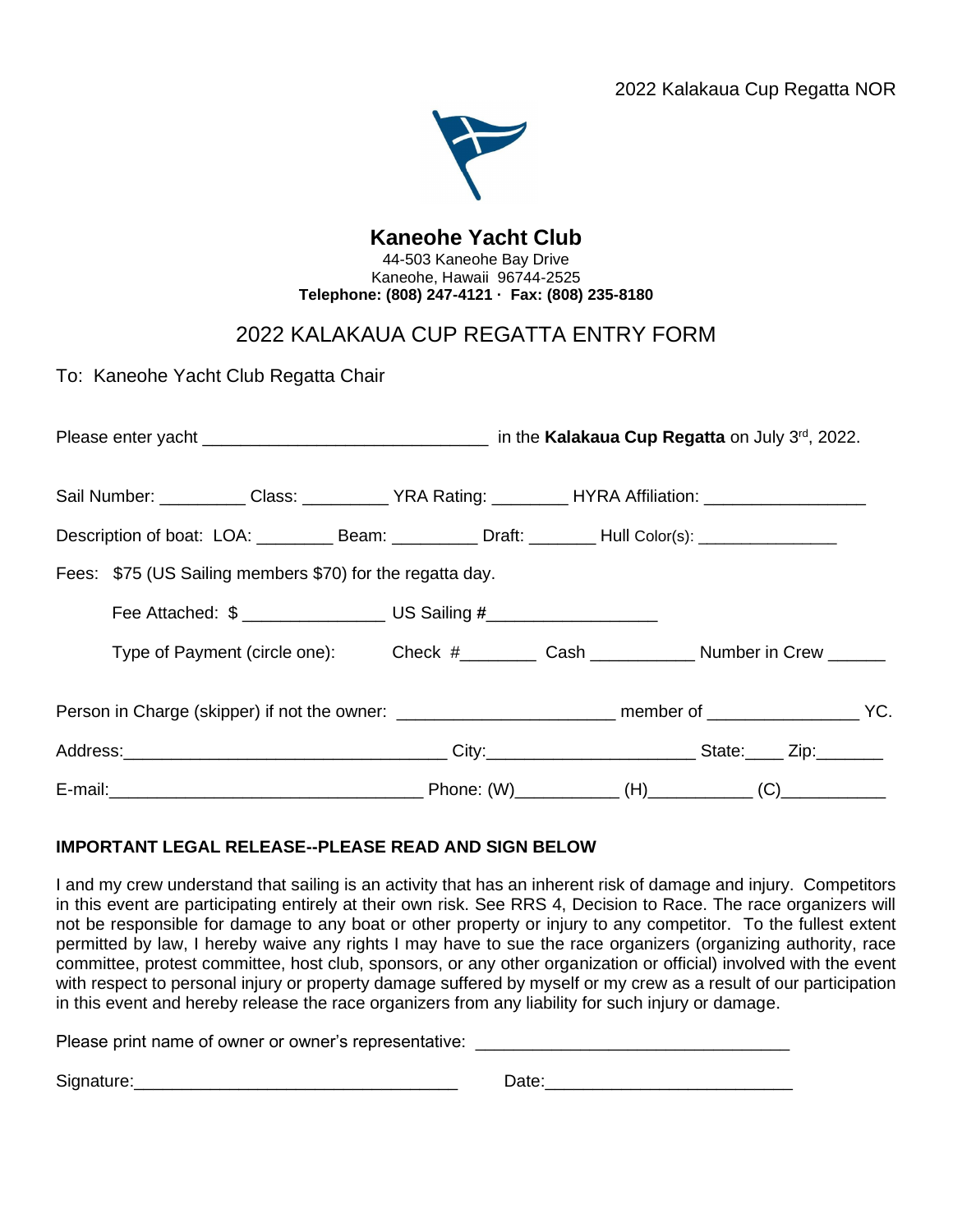2022 Kalakaua Cup Regatta NOR

**Kaneohe Yacht Club**
44-503 Kaneohe Bay Drive
Kaneohe, Hawaii 96744-2525
**Telephone: (808) 247-4121 · Fax: (808) 235-8180**

# 2022 KALAKAUA CUP REGATTA ENTRY FORM

To: Kaneohe Yacht Club Regatta Chair

Please enter yacht ______________________________ in the **Kalakaua Cup Regatta** on July 3rd, 2022.

Sail Number: _________ Class: _________ YRA Rating: ________ HYRA Affiliation: _________________

Description of boat: LOA: ________ Beam: _________ Draft: _______ Hull Color(s): _______________

Fees: $75 (US Sailing members $70) for the regatta day.

Fee Attached: $ _______________ US Sailing #__________________

Type of Payment (circle one): Check #________ Cash ___________ Number in Crew ______

Person in Charge (skipper) if not the owner: ______________________ member of ________________ YC.

Address:_________________________________ City:______________________ State:____ Zip:_______

E-mail:________________________________ Phone: (W)___________ (H)___________ (C)___________

**IMPORTANT LEGAL RELEASE--PLEASE READ AND SIGN BELOW**

I and my crew understand that sailing is an activity that has an inherent risk of damage and injury. Competitors in this event are participating entirely at their own risk. See RRS 4, Decision to Race. The race organizers will not be responsible for damage to any boat or other property or injury to any competitor. To the fullest extent permitted by law, I hereby waive any rights I may have to sue the race organizers (organizing authority, race committee, protest committee, host club, sponsors, or any other organization or official) involved with the event with respect to personal injury or property damage suffered by myself or my crew as a result of our participation in this event and hereby release the race organizers from any liability for such injury or damage.

Please print name of owner or owner's representative: ________________________________

Signature:_________________________________ Date:_________________________